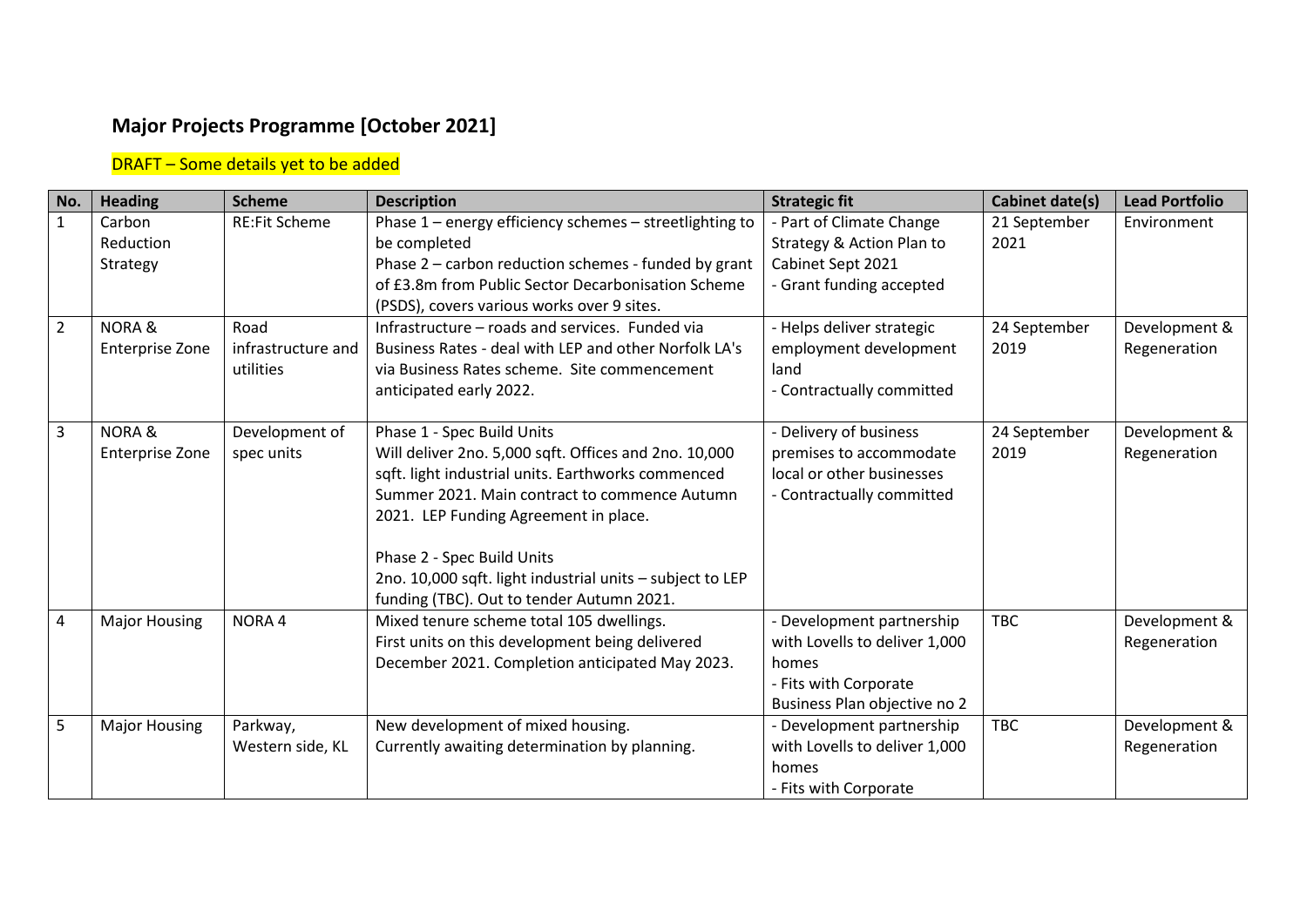## Major Projects Programme [October 2021]

DRAFT – Some details yet to be added

| No. | Heading | Scheme | Description | Strategic fit | Cabinet date(s) | Lead Portfolio |
|---|---|---|---|---|---|---|
| 1 | Carbon Reduction Strategy | RE:Fit Scheme | Phase 1 – energy efficiency schemes – streetlighting to be completed<br>Phase 2 – carbon reduction schemes - funded by grant of £3.8m from Public Sector Decarbonisation Scheme (PSDS), covers various works over 9 sites. | - Part of Climate Change Strategy & Action Plan to Cabinet Sept 2021<br>- Grant funding accepted | 21 September 2021 | Environment |
| 2 | NORA & Enterprise Zone | Road infrastructure and utilities | Infrastructure – roads and services. Funded via Business Rates - deal with LEP and other Norfolk LA's via Business Rates scheme. Site commencement anticipated early 2022. | - Helps deliver strategic employment development land<br>- Contractually committed | 24 September 2019 | Development & Regeneration |
| 3 | NORA & Enterprise Zone | Development of spec units | Phase 1 - Spec Build Units<br>Will deliver 2no. 5,000 sqft. Offices and 2no. 10,000 sqft. light industrial units. Earthworks commenced Summer 2021. Main contract to commence Autumn 2021. LEP Funding Agreement in place.<br><br>Phase 2 - Spec Build Units<br>2no. 10,000 sqft. light industrial units – subject to LEP funding (TBC). Out to tender Autumn 2021. | - Delivery of business premises to accommodate local or other businesses<br>- Contractually committed | 24 September 2019 | Development & Regeneration |
| 4 | Major Housing | NORA 4 | Mixed tenure scheme total 105 dwellings.<br>First units on this development being delivered December 2021. Completion anticipated May 2023. | - Development partnership with Lovells to deliver 1,000 homes<br>- Fits with Corporate Business Plan objective no 2 | TBC | Development & Regeneration |
| 5 | Major Housing | Parkway, Western side, KL | New development of mixed housing.<br>Currently awaiting determination by planning. | - Development partnership with Lovells to deliver 1,000 homes<br>- Fits with Corporate | TBC | Development & Regeneration |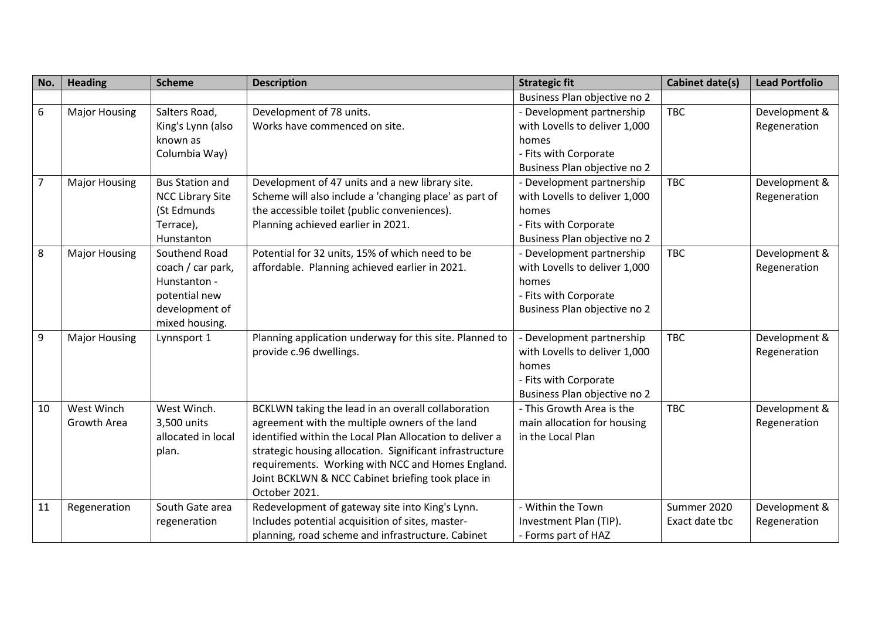| No. | Heading | Scheme | Description | Strategic fit | Cabinet date(s) | Lead Portfolio |
|---|---|---|---|---|---|---|
| | | | | Business Plan objective no 2 | | |
| 6 | Major Housing | Salters Road, King's Lynn (also known as Columbia Way) | Development of 78 units.<br>Works have commenced on site. | - Development partnership with Lovells to deliver 1,000 homes<br>- Fits with Corporate Business Plan objective no 2 | TBC | Development & Regeneration |
| 7 | Major Housing | Bus Station and NCC Library Site (St Edmunds Terrace), Hunstanton | Development of 47 units and a new library site.<br>Scheme will also include a 'changing place' as part of the accessible toilet (public conveniences).<br>Planning achieved earlier in 2021. | - Development partnership with Lovells to deliver 1,000 homes<br>- Fits with Corporate Business Plan objective no 2 | TBC | Development & Regeneration |
| 8 | Major Housing | Southend Road coach / car park, Hunstanton - potential new development of mixed housing. | Potential for 32 units, 15% of which need to be affordable. Planning achieved earlier in 2021. | - Development partnership with Lovells to deliver 1,000 homes<br>- Fits with Corporate Business Plan objective no 2 | TBC | Development & Regeneration |
| 9 | Major Housing | Lynnsport 1 | Planning application underway for this site. Planned to provide c.96 dwellings. | - Development partnership with Lovells to deliver 1,000 homes<br>- Fits with Corporate Business Plan objective no 2 | TBC | Development & Regeneration |
| 10 | West Winch Growth Area | West Winch. 3,500 units allocated in local plan. | BCKLWN taking the lead in an overall collaboration agreement with the multiple owners of the land identified within the Local Plan Allocation to deliver a strategic housing allocation. Significant infrastructure requirements. Working with NCC and Homes England. Joint BCKLWN & NCC Cabinet briefing took place in October 2021. | - This Growth Area is the main allocation for housing in the Local Plan | TBC | Development & Regeneration |
| 11 | Regeneration | South Gate area regeneration | Redevelopment of gateway site into King's Lynn. Includes potential acquisition of sites, master-planning, road scheme and infrastructure. Cabinet | - Within the Town Investment Plan (TIP).<br>- Forms part of HAZ | Summer 2020<br>Exact date tbc | Development & Regeneration |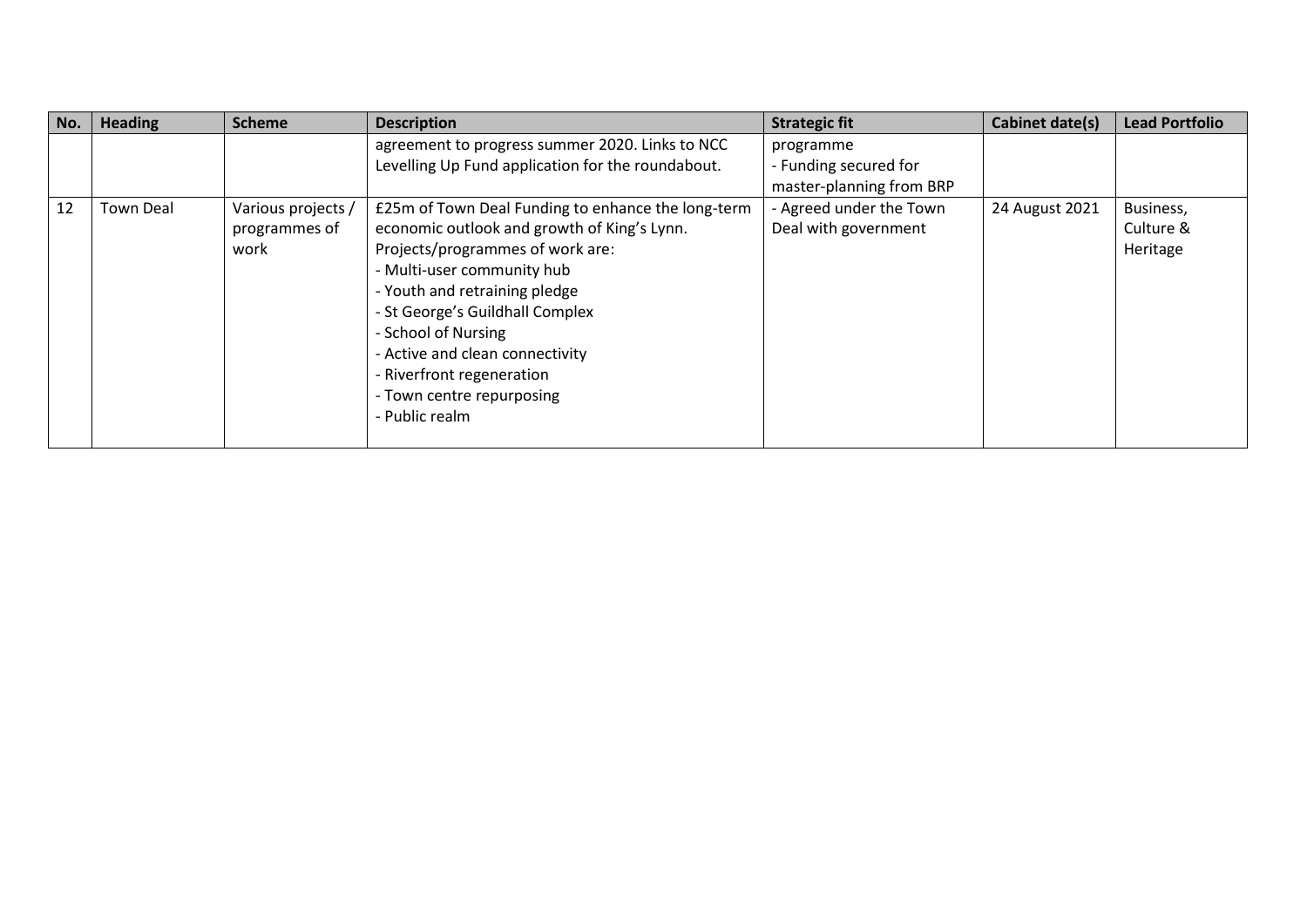| No. | Heading | Scheme | Description | Strategic fit | Cabinet date(s) | Lead Portfolio |
|---|---|---|---|---|---|---|
| | | | agreement to progress summer 2020. Links to NCC Levelling Up Fund application for the roundabout. | programme<br>- Funding secured for master-planning from BRP | | |
| 12 | Town Deal | Various projects / programmes of work | £25m of Town Deal Funding to enhance the long-term economic outlook and growth of King's Lynn.<br>Projects/programmes of work are:<br>- Multi-user community hub<br>- Youth and retraining pledge<br>- St George's Guildhall Complex<br>- School of Nursing<br>- Active and clean connectivity<br>- Riverfront regeneration<br>- Town centre repurposing<br>- Public realm | - Agreed under the Town Deal with government | 24 August 2021 | Business, Culture & Heritage |